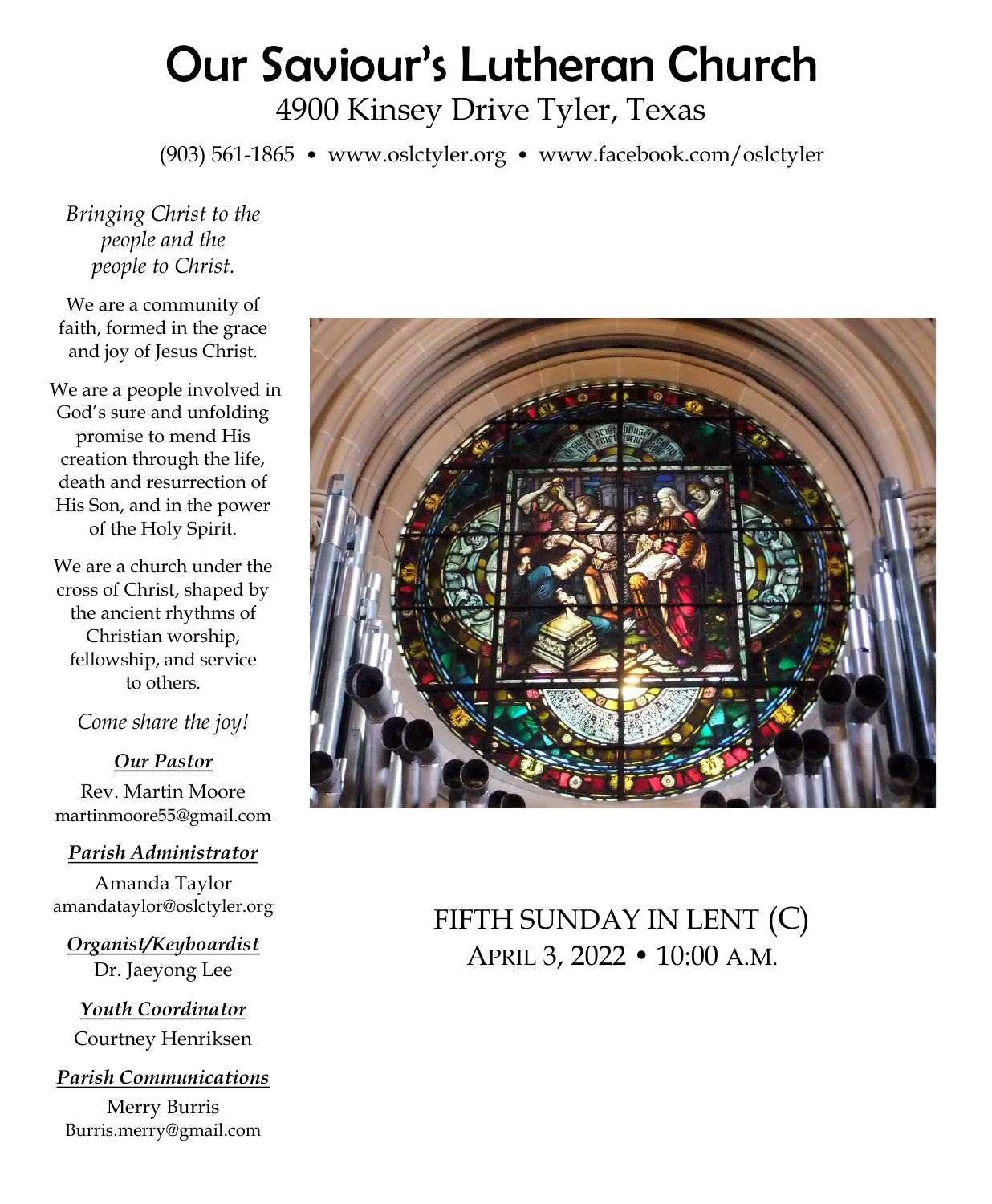# Our Saviour's Lutheran Church

4900 Kinsey Drive Tyler, Texas

(903) 561-1865 • www.oslctyler.org • www.facebook.com/oslctyler

*Bringing Christ to the people and the people to Christ.*

We are a community of faith, formed in the grace and joy of Jesus Christ.

We are a people involved in God's sure and unfolding promise to mend His creation through the life, death and resurrection of His Son, and in the power of the Holy Spirit.

We are a church under the cross of Christ, shaped by the ancient rhythms of Christian worship, fellowship, and service to others.

*Come share the joy!*

***Our Pastor***

Rev. Martin Moore
martinmoore55@gmail.com

***Parish Administrator***

Amanda Taylor
amandataylor@oslctyler.org

***Organist/Keyboardist***

Dr. Jaeyong Lee

***Youth Coordinator***

Courtney Henriksen

***Parish Communications***

Merry Burris
Burris.merry@gmail.com

## FIFTH SUNDAY IN LENT (C)

APRIL 3, 2022 • 10:00 A.M.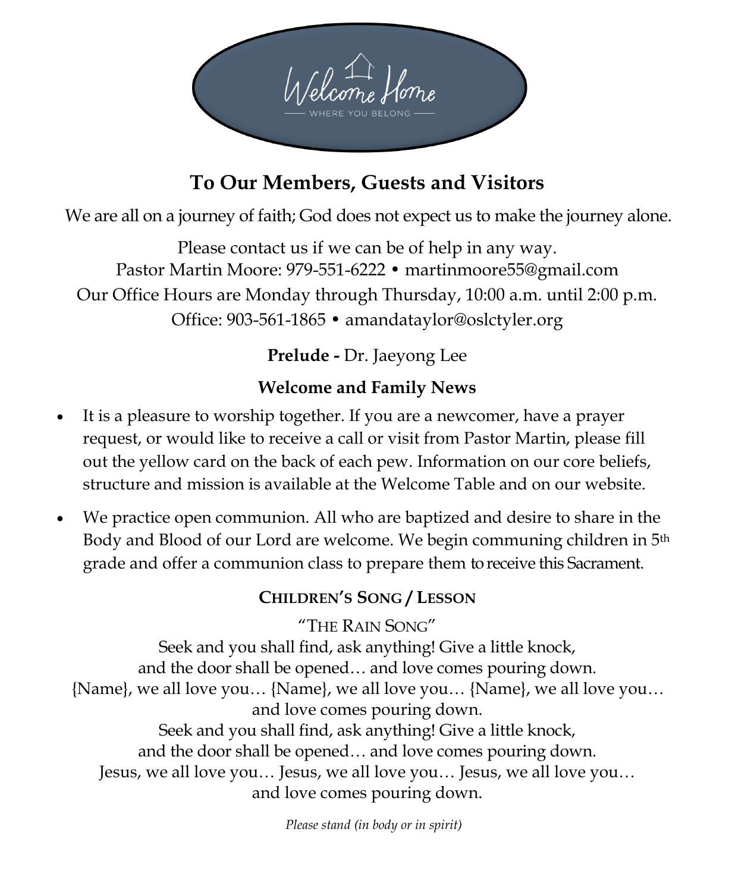Welcome Home
WHERE YOU BELONG

## To Our Members, Guests and Visitors

We are all on a journey of faith; God does not expect us to make the journey alone.

Please contact us if we can be of help in any way.
Pastor Martin Moore: 979-551-6222 • martinmoore55@gmail.com
Our Office Hours are Monday through Thursday, 10:00 a.m. until 2:00 p.m.
Office: 903-561-1865 • amandataylor@oslctyler.org

**Prelude -** Dr. Jaeyong Lee

### Welcome and Family News

- It is a pleasure to worship together. If you are a newcomer, have a prayer request, or would like to receive a call or visit from Pastor Martin, please fill out the yellow card on the back of each pew. Information on our core beliefs, structure and mission is available at the Welcome Table and on our website.
- We practice open communion. All who are baptized and desire to share in the Body and Blood of our Lord are welcome. We begin communing children in 5th grade and offer a communion class to prepare them to receive this Sacrament.

### CHILDREN'S SONG / LESSON

"THE RAIN SONG"
Seek and you shall find, ask anything! Give a little knock,
and the door shall be opened… and love comes pouring down.
{Name}, we all love you… {Name}, we all love you… {Name}, we all love you…
and love comes pouring down.
Seek and you shall find, ask anything! Give a little knock,
and the door shall be opened… and love comes pouring down.
Jesus, we all love you… Jesus, we all love you… Jesus, we all love you…
and love comes pouring down.

*Please stand (in body or in spirit)*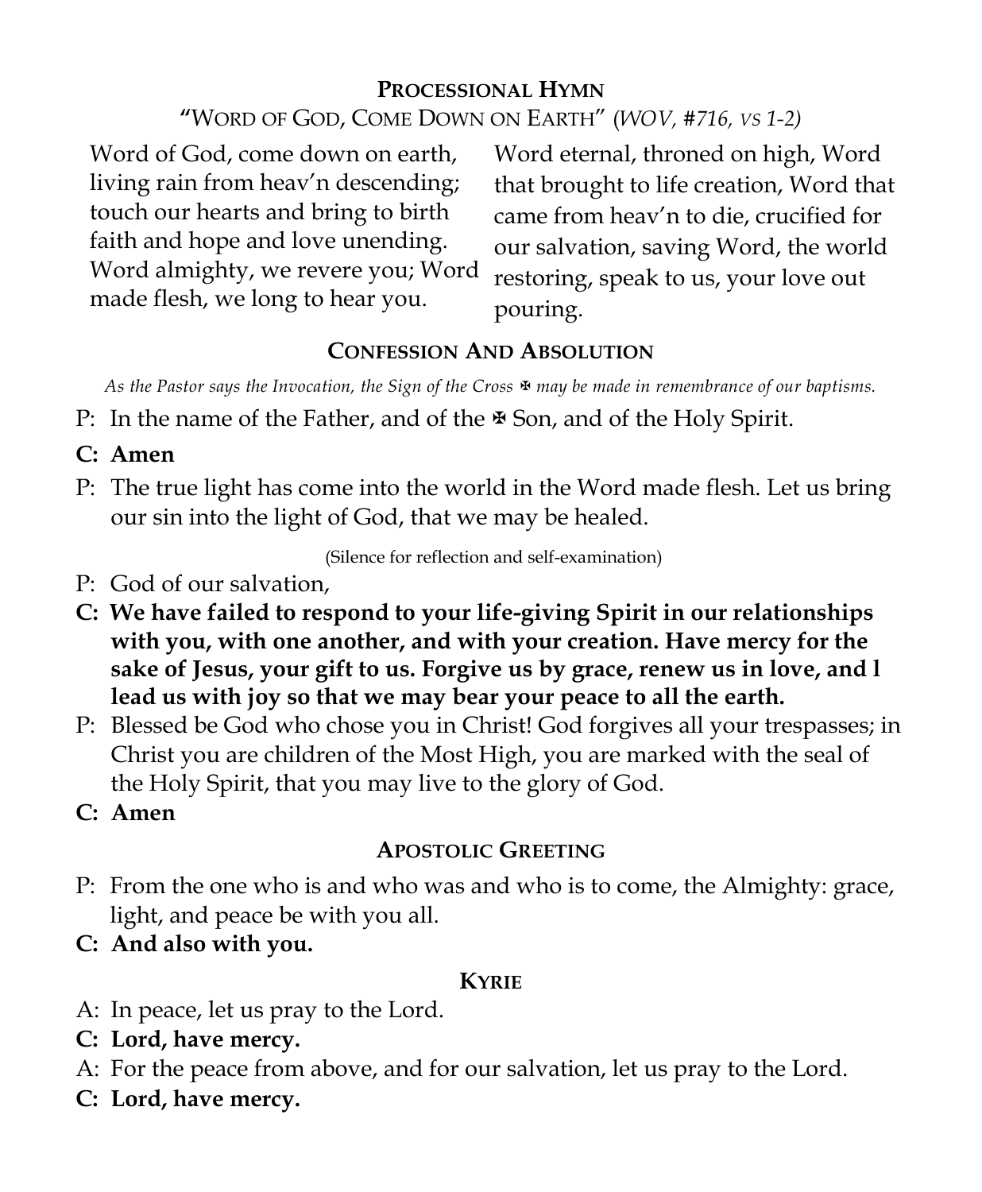## Processional Hymn

"Word of God, Come Down on Earth" (*WOV, #716, vs 1-2)*

Word of God, come down on earth, living rain from heav'n descending; touch our hearts and bring to birth faith and hope and love unending. Word almighty, we revere you; Word made flesh, we long to hear you.

Word eternal, throned on high, Word that brought to life creation, Word that came from heav'n to die, crucified for our salvation, saving Word, the world restoring, speak to us, your love out pouring.

## Confession And Absolution

*As the Pastor says the Invocation, the Sign of the Cross ✠ may be made in remembrance of our baptisms.*

P: In the name of the Father, and of the ✠ Son, and of the Holy Spirit.

**C: Amen**

P: The true light has come into the world in the Word made flesh. Let us bring our sin into the light of God, that we may be healed.

(Silence for reflection and self-examination)

P: God of our salvation,

**C: We have failed to respond to your life-giving Spirit in our relationships with you, with one another, and with your creation. Have mercy for the sake of Jesus, your gift to us. Forgive us by grace, renew us in love, and l lead us with joy so that we may bear your peace to all the earth.**

P: Blessed be God who chose you in Christ! God forgives all your trespasses; in Christ you are children of the Most High, you are marked with the seal of the Holy Spirit, that you may live to the glory of God.

**C: Amen**

## Apostolic Greeting

P: From the one who is and who was and who is to come, the Almighty: grace, light, and peace be with you all.

**C: And also with you.**

## Kyrie

A: In peace, let us pray to the Lord.

**C: Lord, have mercy.**

A: For the peace from above, and for our salvation, let us pray to the Lord.

**C: Lord, have mercy.**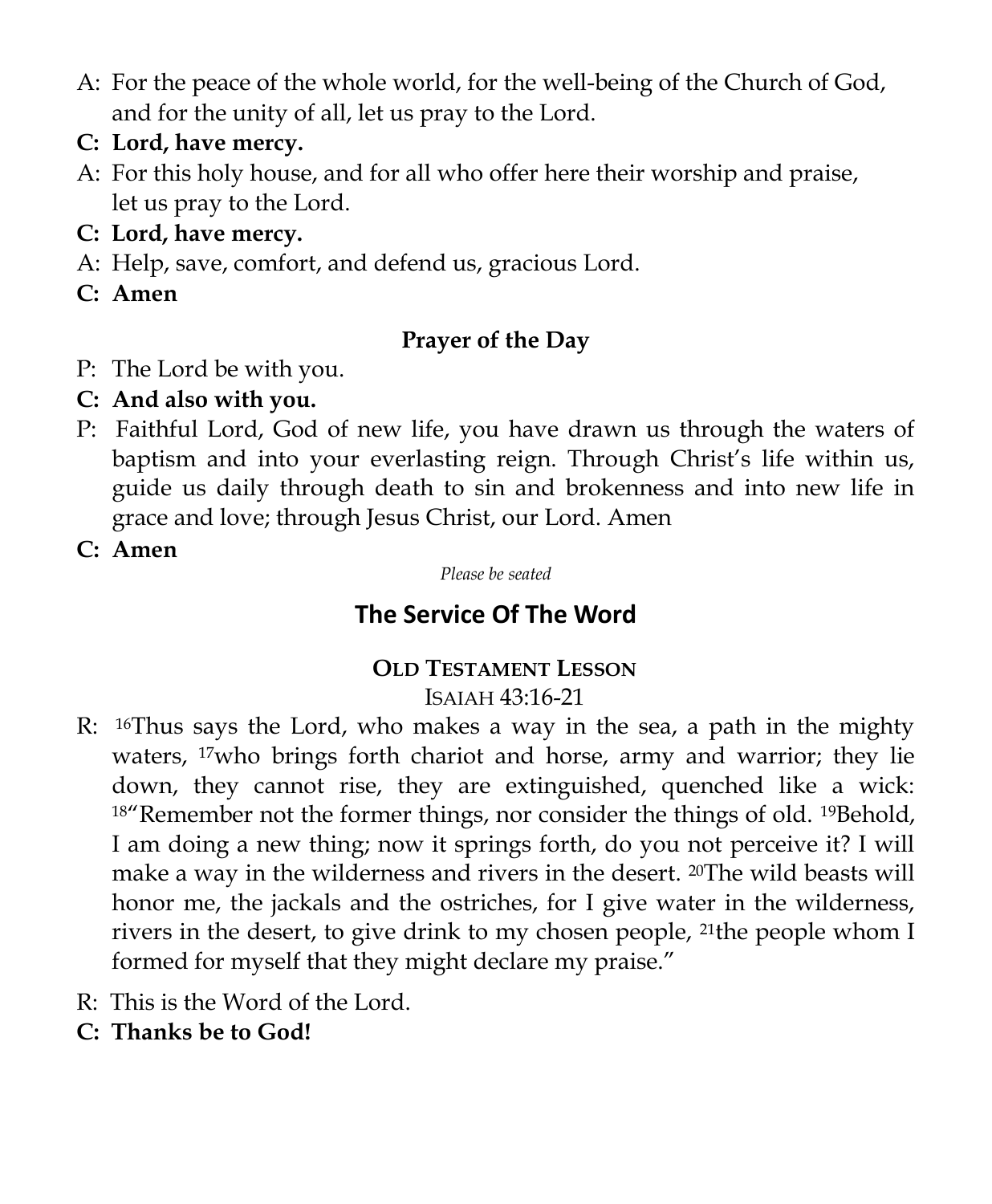A: For the peace of the whole world, for the well-being of the Church of God, and for the unity of all, let us pray to the Lord.

**C: Lord, have mercy.**

A: For this holy house, and for all who offer here their worship and praise, let us pray to the Lord.

**C: Lord, have mercy.**

A: Help, save, comfort, and defend us, gracious Lord.

**C: Amen**

### Prayer of the Day

P: The Lord be with you.

**C: And also with you.**

P: Faithful Lord, God of new life, you have drawn us through the waters of baptism and into your everlasting reign. Through Christ's life within us, guide us daily through death to sin and brokenness and into new life in grace and love; through Jesus Christ, our Lord. Amen

**C: Amen**

*Please be seated*

## The Service Of The Word

### OLD TESTAMENT LESSON

ISAIAH 43:16-21

R: [16]Thus says the Lord, who makes a way in the sea, a path in the mighty waters, [17]who brings forth chariot and horse, army and warrior; they lie down, they cannot rise, they are extinguished, quenched like a wick: [18]"Remember not the former things, nor consider the things of old. [19]Behold, I am doing a new thing; now it springs forth, do you not perceive it? I will make a way in the wilderness and rivers in the desert. [20]The wild beasts will honor me, the jackals and the ostriches, for I give water in the wilderness, rivers in the desert, to give drink to my chosen people, [21]the people whom I formed for myself that they might declare my praise."

R: This is the Word of the Lord.

**C: Thanks be to God!**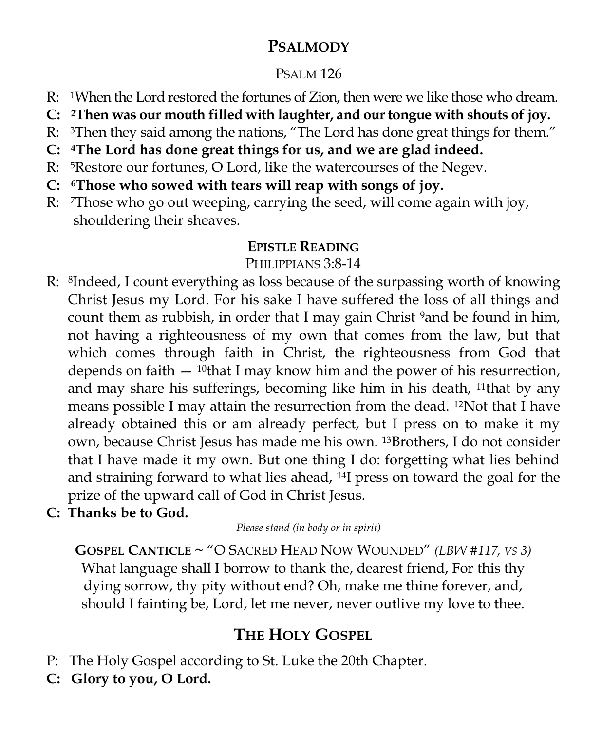## Psalmody

Psalm 126

R: [1]When the Lord restored the fortunes of Zion, then were we like those who dream.

**C: [2]Then was our mouth filled with laughter, and our tongue with shouts of joy.**

R: [3]Then they said among the nations, "The Lord has done great things for them."

**C: [4]The Lord has done great things for us, and we are glad indeed.**

R: [5]Restore our fortunes, O Lord, like the watercourses of the Negev.

**C: [6]Those who sowed with tears will reap with songs of joy.**

R: [7]Those who go out weeping, carrying the seed, will come again with joy, shouldering their sheaves.

### Epistle Reading

Philippians 3:8-14

R: [8]Indeed, I count everything as loss because of the surpassing worth of knowing Christ Jesus my Lord. For his sake I have suffered the loss of all things and count them as rubbish, in order that I may gain Christ [9]and be found in him, not having a righteousness of my own that comes from the law, but that which comes through faith in Christ, the righteousness from God that depends on faith — [10]that I may know him and the power of his resurrection, and may share his sufferings, becoming like him in his death, [11]that by any means possible I may attain the resurrection from the dead. [12]Not that I have already obtained this or am already perfect, but I press on to make it my own, because Christ Jesus has made me his own. [13]Brothers, I do not consider that I have made it my own. But one thing I do: forgetting what lies behind and straining forward to what lies ahead, [14]I press on toward the goal for the prize of the upward call of God in Christ Jesus.

**C: Thanks be to God.**

*Please stand (in body or in spirit)*

**Gospel Canticle** ~ "O Sacred Head Now Wounded" *(LBW #117, vs 3)*

What language shall I borrow to thank the, dearest friend, For this thy dying sorrow, thy pity without end? Oh, make me thine forever, and, should I fainting be, Lord, let me never, never outlive my love to thee.

## The Holy Gospel

P: The Holy Gospel according to St. Luke the 20th Chapter.

**C: Glory to you, O Lord.**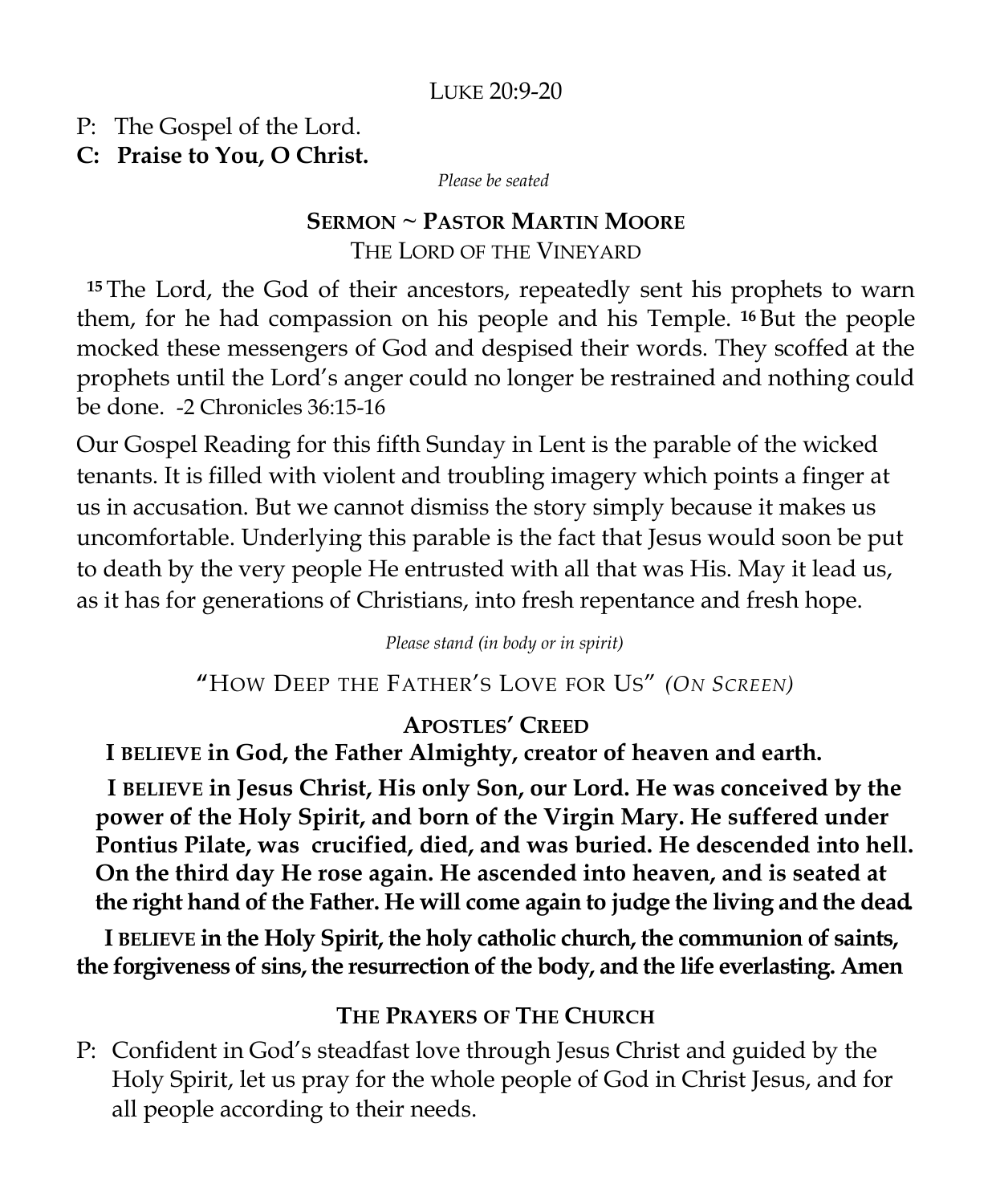LUKE 20:9-20

P: The Gospel of the Lord.

**C: Praise to You, O Christ.**

*Please be seated*

## SERMON ~ PASTOR MARTIN MOORE

THE LORD OF THE VINEYARD

[15] The Lord, the God of their ancestors, repeatedly sent his prophets to warn them, for he had compassion on his people and his Temple. [16] But the people mocked these messengers of God and despised their words. They scoffed at the prophets until the Lord's anger could no longer be restrained and nothing could be done. -2 Chronicles 36:15-16

Our Gospel Reading for this fifth Sunday in Lent is the parable of the wicked tenants. It is filled with violent and troubling imagery which points a finger at us in accusation. But we cannot dismiss the story simply because it makes us uncomfortable. Underlying this parable is the fact that Jesus would soon be put to death by the very people He entrusted with all that was His. May it lead us, as it has for generations of Christians, into fresh repentance and fresh hope.

*Please stand (in body or in spirit)*

"HOW DEEP THE FATHER'S LOVE FOR US" *(ON SCREEN)*

## APOSTLES' CREED

**I BELIEVE in God, the Father Almighty, creator of heaven and earth.**

**I BELIEVE in Jesus Christ, His only Son, our Lord. He was conceived by the power of the Holy Spirit, and born of the Virgin Mary. He suffered under Pontius Pilate, was crucified, died, and was buried. He descended into hell. On the third day He rose again. He ascended into heaven, and is seated at the right hand of the Father. He will come again to judge the living and the dead.**

**I BELIEVE in the Holy Spirit, the holy catholic church, the communion of saints, the forgiveness of sins, the resurrection of the body, and the life everlasting. Amen**

## THE PRAYERS OF THE CHURCH

P: Confident in God's steadfast love through Jesus Christ and guided by the Holy Spirit, let us pray for the whole people of God in Christ Jesus, and for all people according to their needs.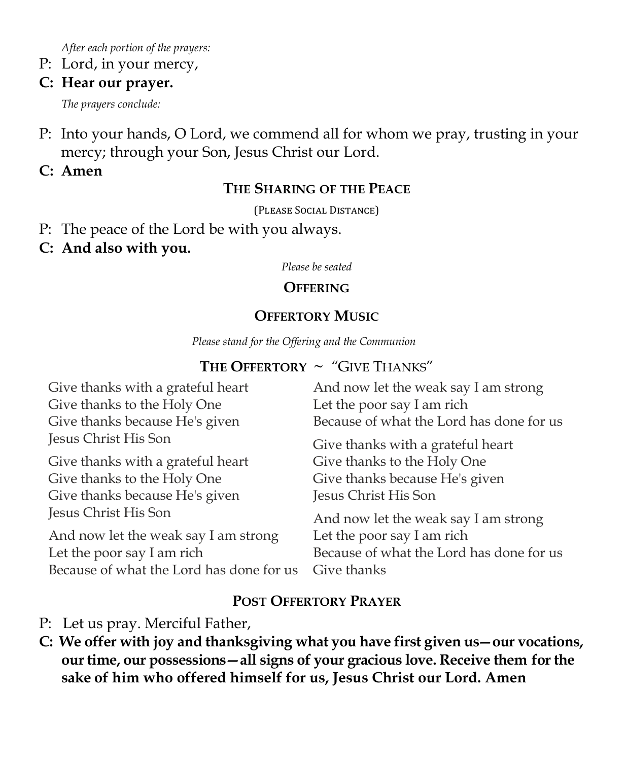*After each portion of the prayers:*

P: Lord, in your mercy,

**C: Hear our prayer.**

*The prayers conclude:*

P: Into your hands, O Lord, we commend all for whom we pray, trusting in your mercy; through your Son, Jesus Christ our Lord.

**C: Amen**

## The Sharing of the Peace

(Please Social Distance)

P: The peace of the Lord be with you always.

**C: And also with you.**

*Please be seated*

## Offering

## Offertory Music

*Please stand for the Offering and the Communion*

## The Offertory ~ "Give Thanks"

Give thanks with a grateful heart
Give thanks to the Holy One
Give thanks because He's given
Jesus Christ His Son

Give thanks with a grateful heart
Give thanks to the Holy One
Give thanks because He's given
Jesus Christ His Son

And now let the weak say I am strong
Let the poor say I am rich
Because of what the Lord has done for us

And now let the weak say I am strong
Let the poor say I am rich
Because of what the Lord has done for us

Give thanks with a grateful heart
Give thanks to the Holy One
Give thanks because He's given
Jesus Christ His Son

And now let the weak say I am strong
Let the poor say I am rich
Because of what the Lord has done for us
Give thanks

## Post Offertory Prayer

P: Let us pray. Merciful Father,

**C: We offer with joy and thanksgiving what you have first given us—our vocations, our time, our possessions—all signs of your gracious love. Receive them for the sake of him who offered himself for us, Jesus Christ our Lord. Amen**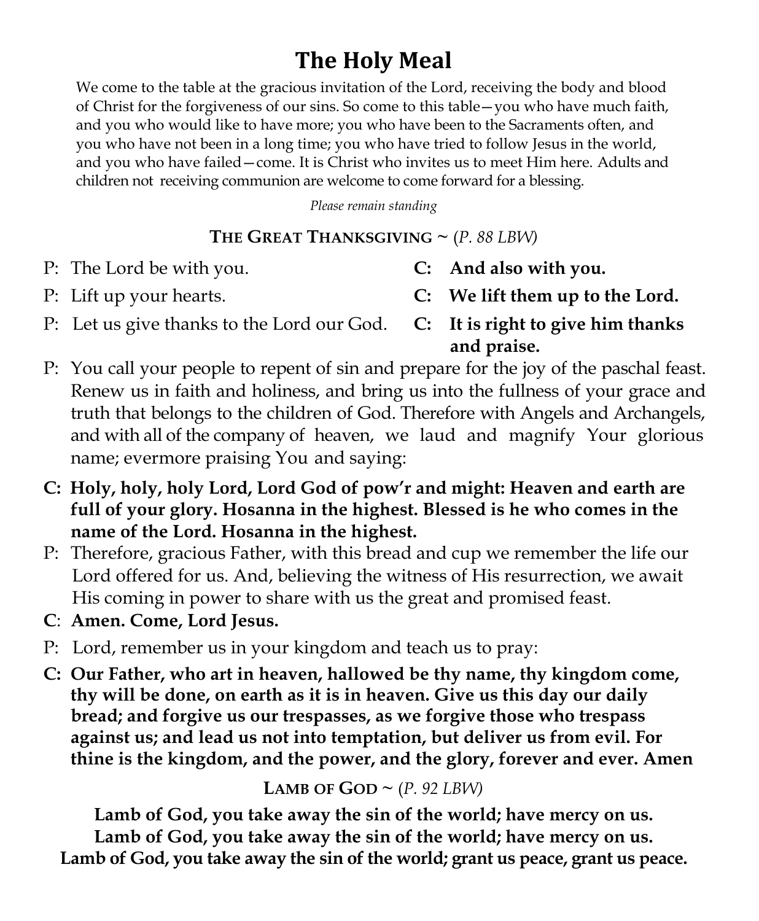# The Holy Meal

We come to the table at the gracious invitation of the Lord, receiving the body and blood of Christ for the forgiveness of our sins. So come to this table—you who have much faith, and you who would like to have more; you who have been to the Sacraments often, and you who have not been in a long time; you who have tried to follow Jesus in the world, and you who have failed—come. It is Christ who invites us to meet Him here. Adults and children not receiving communion are welcome to come forward for a blessing.

*Please remain standing*

**THE GREAT THANKSGIVING** ~ (*P. 88 LBW*)

P: The Lord be with you.
**C: And also with you.**

P: Lift up your hearts.
**C: We lift them up to the Lord.**

P: Let us give thanks to the Lord our God.
**C: It is right to give him thanks and praise.**

P: You call your people to repent of sin and prepare for the joy of the paschal feast. Renew us in faith and holiness, and bring us into the fullness of your grace and truth that belongs to the children of God. Therefore with Angels and Archangels, and with all of the company of heaven, we laud and magnify Your glorious name; evermore praising You and saying:

**C: Holy, holy, holy Lord, Lord God of pow'r and might: Heaven and earth are full of your glory. Hosanna in the highest. Blessed is he who comes in the name of the Lord. Hosanna in the highest.**

P: Therefore, gracious Father, with this bread and cup we remember the life our Lord offered for us. And, believing the witness of His resurrection, we await His coming in power to share with us the great and promised feast.

**C: Amen. Come, Lord Jesus.**

P: Lord, remember us in your kingdom and teach us to pray:

**C: Our Father, who art in heaven, hallowed be thy name, thy kingdom come, thy will be done, on earth as it is in heaven. Give us this day our daily bread; and forgive us our trespasses, as we forgive those who trespass against us; and lead us not into temptation, but deliver us from evil. For thine is the kingdom, and the power, and the glory, forever and ever. Amen**

**LAMB OF GOD** ~ (*P. 92 LBW*)

**Lamb of God, you take away the sin of the world; have mercy on us.**
**Lamb of God, you take away the sin of the world; have mercy on us.**
**Lamb of God, you take away the sin of the world; grant us peace, grant us peace.**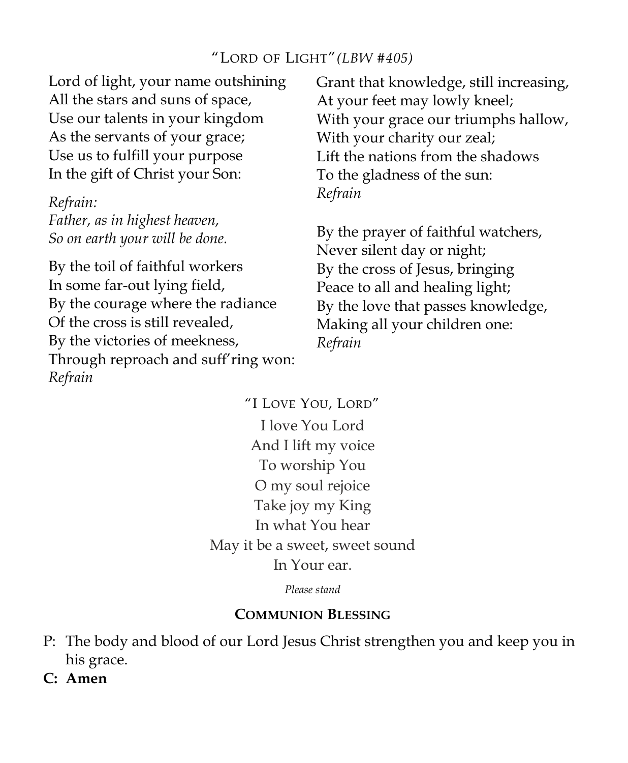### "Lord of Light" *(LBW #405)*

Lord of light, your name outshining
All the stars and suns of space,
Use our talents in your kingdom
As the servants of your grace;
Use us to fulfill your purpose
In the gift of Christ your Son:

*Refrain:*
*Father, as in highest heaven,*
*So on earth your will be done.*

By the toil of faithful workers
In some far-out lying field,
By the courage where the radiance
Of the cross is still revealed,
By the victories of meekness,
Through reproach and suff'ring won:
*Refrain*

Grant that knowledge, still increasing,
At your feet may lowly kneel;
With your grace our triumphs hallow,
With your charity our zeal;
Lift the nations from the shadows
To the gladness of the sun:
*Refrain*

By the prayer of faithful watchers,
Never silent day or night;
By the cross of Jesus, bringing
Peace to all and healing light;
By the love that passes knowledge,
Making all your children one:
*Refrain*

### "I Love You, Lord"

I love You Lord
And I lift my voice
To worship You
O my soul rejoice
Take joy my King
In what You hear
May it be a sweet, sweet sound
In Your ear.

*Please stand*

### **Communion Blessing**

P: The body and blood of our Lord Jesus Christ strengthen you and keep you in his grace.

**C: Amen**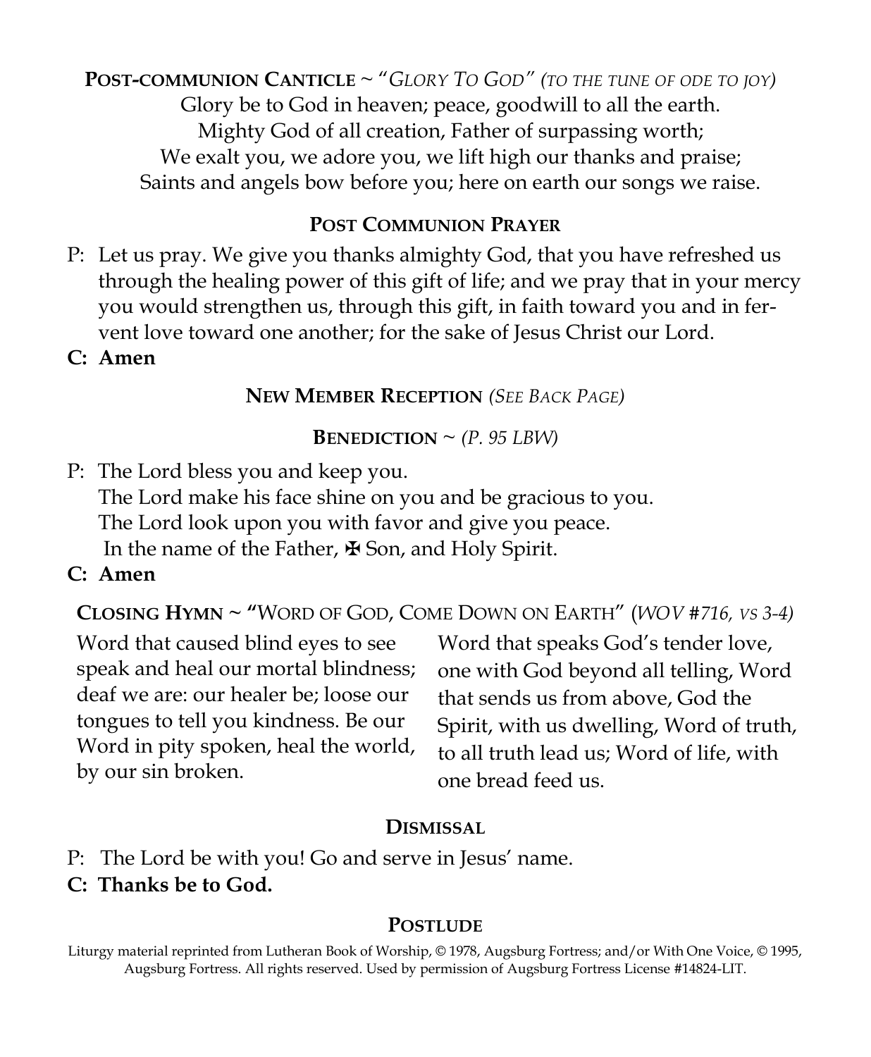**Post-communion Canticle** ~ "*Glory To God*" *(to the tune of ode to joy)*

Glory be to God in heaven; peace, goodwill to all the earth.
Mighty God of all creation, Father of surpassing worth;
We exalt you, we adore you, we lift high our thanks and praise;
Saints and angels bow before you; here on earth our songs we raise.

**Post Communion Prayer**

P: Let us pray. We give you thanks almighty God, that you have refreshed us through the healing power of this gift of life; and we pray that in your mercy you would strengthen us, through this gift, in faith toward you and in fervent love toward one another; for the sake of Jesus Christ our Lord.

**C: Amen**

**New Member Reception** *(See Back Page)*

**Benediction** ~ *(P. 95 LBW)*

P: The Lord bless you and keep you.
The Lord make his face shine on you and be gracious to you.
The Lord look upon you with favor and give you peace.
In the name of the Father, ✠ Son, and Holy Spirit.

**C: Amen**

**Closing Hymn** ~ **"**Word of God, Come Down on Earth" (*WOV #716, vs 3-4)*

Word that caused blind eyes to see speak and heal our mortal blindness; deaf we are: our healer be; loose our tongues to tell you kindness. Be our Word in pity spoken, heal the world, by our sin broken.

Word that speaks God's tender love, one with God beyond all telling, Word that sends us from above, God the Spirit, with us dwelling, Word of truth, to all truth lead us; Word of life, with one bread feed us.

**Dismissal**

P: The Lord be with you! Go and serve in Jesus' name.

**C: Thanks be to God.**

**Postlude**

Liturgy material reprinted from Lutheran Book of Worship, © 1978, Augsburg Fortress; and/or With One Voice, © 1995, Augsburg Fortress. All rights reserved. Used by permission of Augsburg Fortress License #14824-LIT.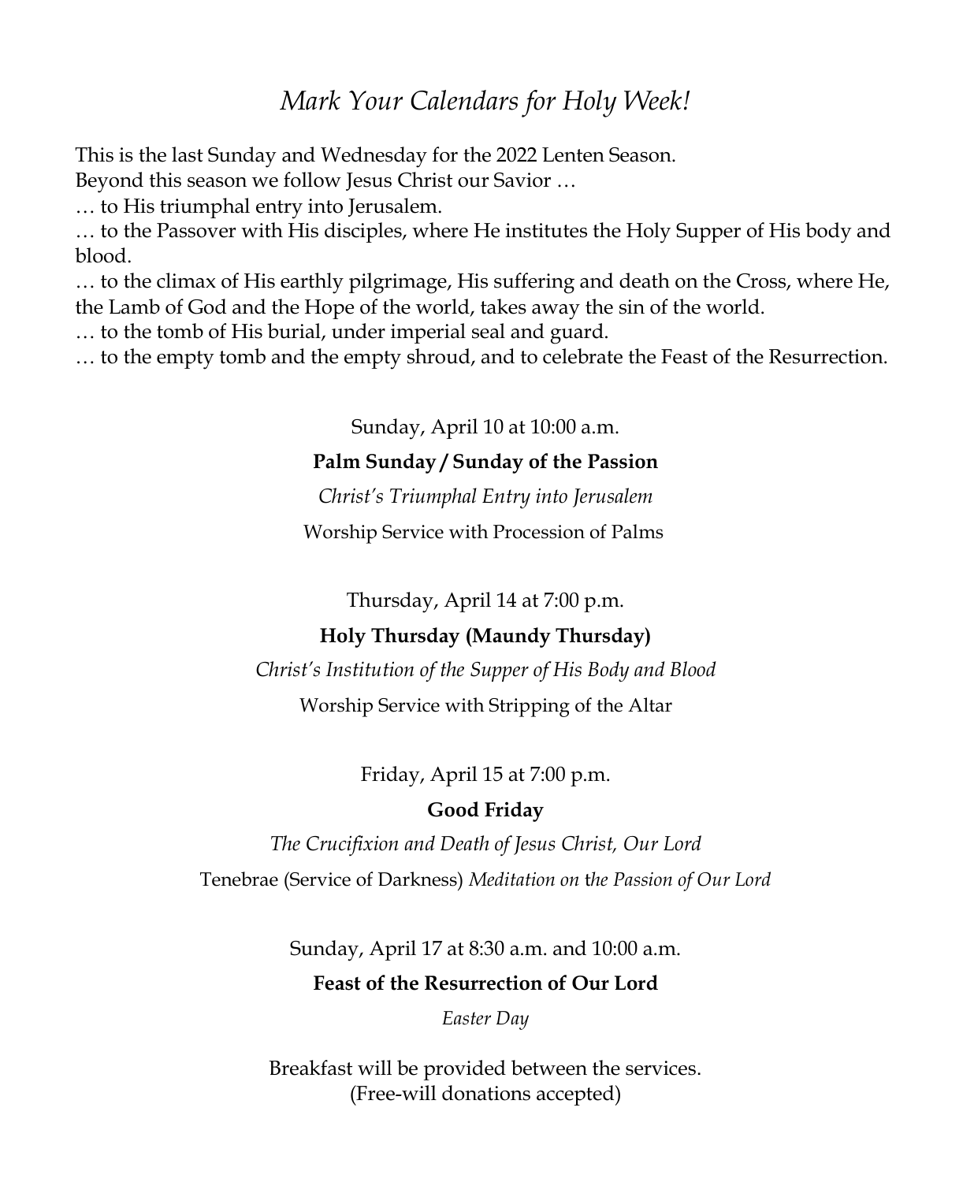# *Mark Your Calendars for Holy Week!*

This is the last Sunday and Wednesday for the 2022 Lenten Season.
Beyond this season we follow Jesus Christ our Savior …
… to His triumphal entry into Jerusalem.
… to the Passover with His disciples, where He institutes the Holy Supper of His body and blood.
… to the climax of His earthly pilgrimage, His suffering and death on the Cross, where He, the Lamb of God and the Hope of the world, takes away the sin of the world.
… to the tomb of His burial, under imperial seal and guard.
… to the empty tomb and the empty shroud, and to celebrate the Feast of the Resurrection.

Sunday, April 10 at 10:00 a.m.

**Palm Sunday / Sunday of the Passion**

*Christ's Triumphal Entry into Jerusalem*

Worship Service with Procession of Palms

Thursday, April 14 at 7:00 p.m.

**Holy Thursday (Maundy Thursday)**

*Christ's Institution of the Supper of His Body and Blood*

Worship Service with Stripping of the Altar

Friday, April 15 at 7:00 p.m.

**Good Friday**

*The Crucifixion and Death of Jesus Christ, Our Lord*

Tenebrae (Service of Darkness) *Meditation on the Passion of Our Lord*

Sunday, April 17 at 8:30 a.m. and 10:00 a.m.

**Feast of the Resurrection of Our Lord**

*Easter Day*

Breakfast will be provided between the services.
(Free-will donations accepted)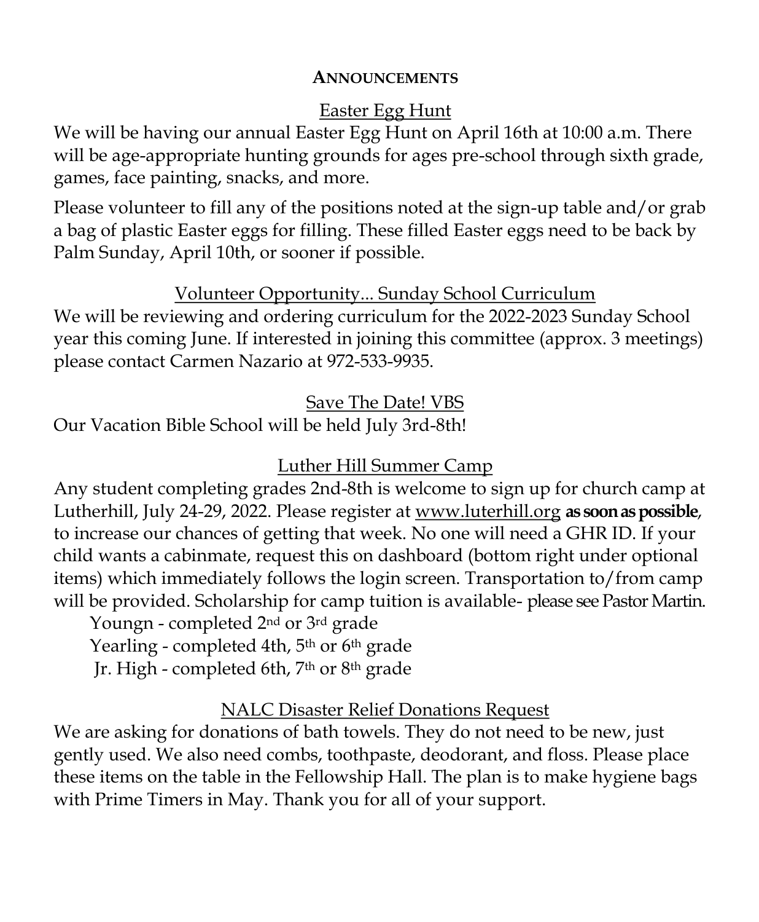## ANNOUNCEMENTS

### Easter Egg Hunt

We will be having our annual Easter Egg Hunt on April 16th at 10:00 a.m. There will be age-appropriate hunting grounds for ages pre-school through sixth grade, games, face painting, snacks, and more.

Please volunteer to fill any of the positions noted at the sign-up table and/or grab a bag of plastic Easter eggs for filling. These filled Easter eggs need to be back by Palm Sunday, April 10th, or sooner if possible.

### Volunteer Opportunity... Sunday School Curriculum

We will be reviewing and ordering curriculum for the 2022-2023 Sunday School year this coming June. If interested in joining this committee (approx. 3 meetings) please contact Carmen Nazario at 972-533-9935.

### Save The Date! VBS

Our Vacation Bible School will be held July 3rd-8th!

### Luther Hill Summer Camp

Any student completing grades 2nd-8th is welcome to sign up for church camp at Lutherhill, July 24-29, 2022. Please register at www.luterhill.org **as soon as possible**, to increase our chances of getting that week. No one will need a GHR ID. If your child wants a cabinmate, request this on dashboard (bottom right under optional items) which immediately follows the login screen. Transportation to/from camp will be provided. Scholarship for camp tuition is available- please see Pastor Martin.

Youngn - completed 2nd or 3rd grade
Yearling - completed 4th, 5th or 6th grade
Jr. High - completed 6th, 7th or 8th grade

### NALC Disaster Relief Donations Request

We are asking for donations of bath towels. They do not need to be new, just gently used. We also need combs, toothpaste, deodorant, and floss. Please place these items on the table in the Fellowship Hall. The plan is to make hygiene bags with Prime Timers in May. Thank you for all of your support.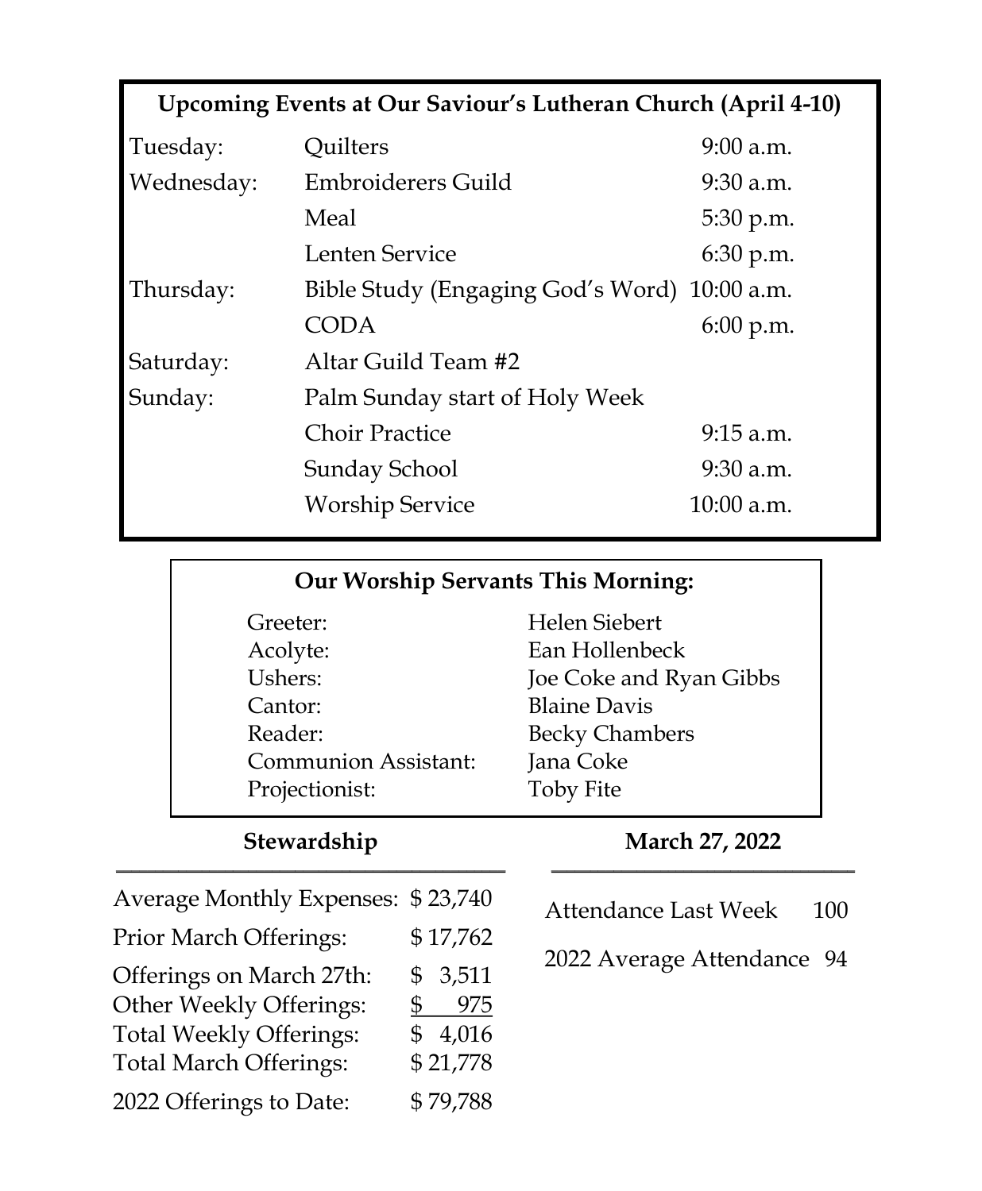## Upcoming Events at Our Saviour's Lutheran Church (April 4-10)

| Day | Event | Time |
|---|---|---|
| Tuesday: | Quilters | 9:00 a.m. |
| Wednesday: | Embroiderers Guild | 9:30 a.m. |
| | Meal | 5:30 p.m. |
| | Lenten Service | 6:30 p.m. |
| Thursday: | Bible Study (Engaging God's Word) | 10:00 a.m. |
| | CODA | 6:00 p.m. |
| Saturday: | Altar Guild Team #2 | |
| Sunday: | Palm Sunday start of Holy Week | |
| | Choir Practice | 9:15 a.m. |
| | Sunday School | 9:30 a.m. |
| | Worship Service | 10:00 a.m. |

## Our Worship Servants This Morning:

| Role | Name |
|---|---|
| Greeter: | Helen Siebert |
| Acolyte: | Ean Hollenbeck |
| Ushers: | Joe Coke and Ryan Gibbs |
| Cantor: | Blaine Davis |
| Reader: | Becky Chambers |
| Communion Assistant: | Jana Coke |
| Projectionist: | Toby Fite |

### Stewardship — March 27, 2022

| | |
|---|---|
| Average Monthly Expenses: | $ 23,740 |
| Prior March Offerings: | $ 17,762 |
| Offerings on March 27th: | $ 3,511 |
| Other Weekly Offerings: | $ 975 |
| Total Weekly Offerings: | $ 4,016 |
| Total March Offerings: | $ 21,778 |
| 2022 Offerings to Date: | $ 79,788 |

| | |
|---|---|
| Attendance Last Week | 100 |
| 2022 Average Attendance | 94 |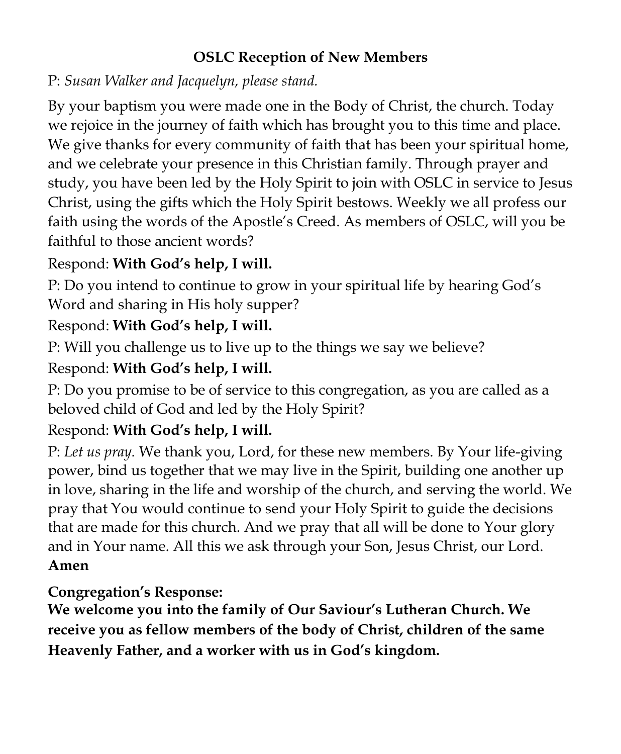**OSLC Reception of New Members**

P: *Susan Walker and Jacquelyn, please stand.*

By your baptism you were made one in the Body of Christ, the church. Today we rejoice in the journey of faith which has brought you to this time and place. We give thanks for every community of faith that has been your spiritual home, and we celebrate your presence in this Christian family. Through prayer and study, you have been led by the Holy Spirit to join with OSLC in service to Jesus Christ, using the gifts which the Holy Spirit bestows. Weekly we all profess our faith using the words of the Apostle's Creed. As members of OSLC, will you be faithful to those ancient words?

Respond: **With God's help, I will.**

P: Do you intend to continue to grow in your spiritual life by hearing God's Word and sharing in His holy supper?

Respond: **With God's help, I will.**

P: Will you challenge us to live up to the things we say we believe?

Respond: **With God's help, I will.**

P: Do you promise to be of service to this congregation, as you are called as a beloved child of God and led by the Holy Spirit?

Respond: **With God's help, I will.**

P: *Let us pray.* We thank you, Lord, for these new members. By Your life-giving power, bind us together that we may live in the Spirit, building one another up in love, sharing in the life and worship of the church, and serving the world. We pray that You would continue to send your Holy Spirit to guide the decisions that are made for this church. And we pray that all will be done to Your glory and in Your name. All this we ask through your Son, Jesus Christ, our Lord. **Amen**

**Congregation's Response:**
**We welcome you into the family of Our Saviour's Lutheran Church. We receive you as fellow members of the body of Christ, children of the same Heavenly Father, and a worker with us in God's kingdom.**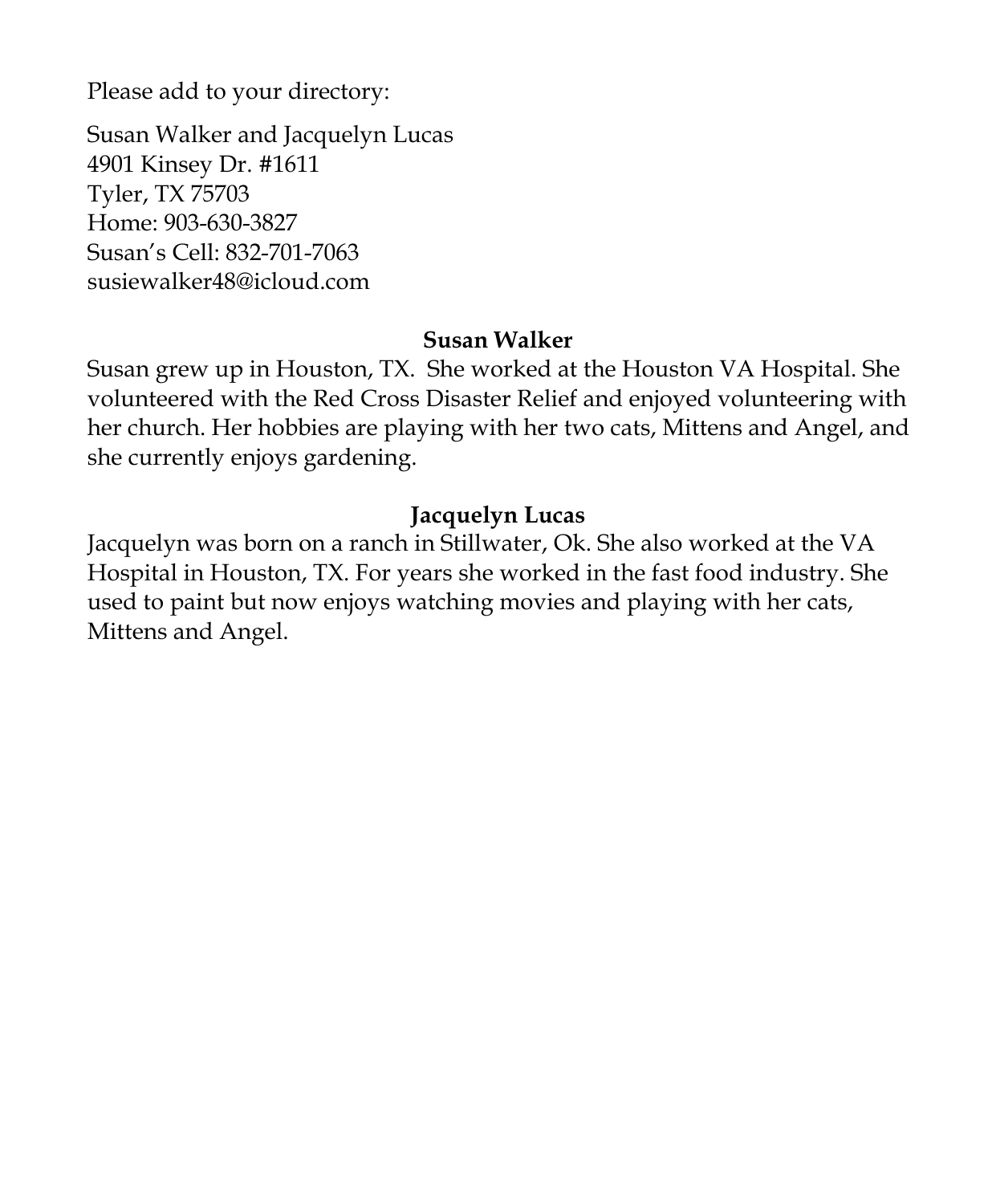Please add to your directory:

Susan Walker and Jacquelyn Lucas
4901 Kinsey Dr. #1611
Tyler, TX 75703
Home: 903-630-3827
Susan's Cell: 832-701-7063
susiewalker48@icloud.com

**Susan Walker**

Susan grew up in Houston, TX. She worked at the Houston VA Hospital. She volunteered with the Red Cross Disaster Relief and enjoyed volunteering with her church. Her hobbies are playing with her two cats, Mittens and Angel, and she currently enjoys gardening.

**Jacquelyn Lucas**

Jacquelyn was born on a ranch in Stillwater, Ok. She also worked at the VA Hospital in Houston, TX. For years she worked in the fast food industry. She used to paint but now enjoys watching movies and playing with her cats, Mittens and Angel.